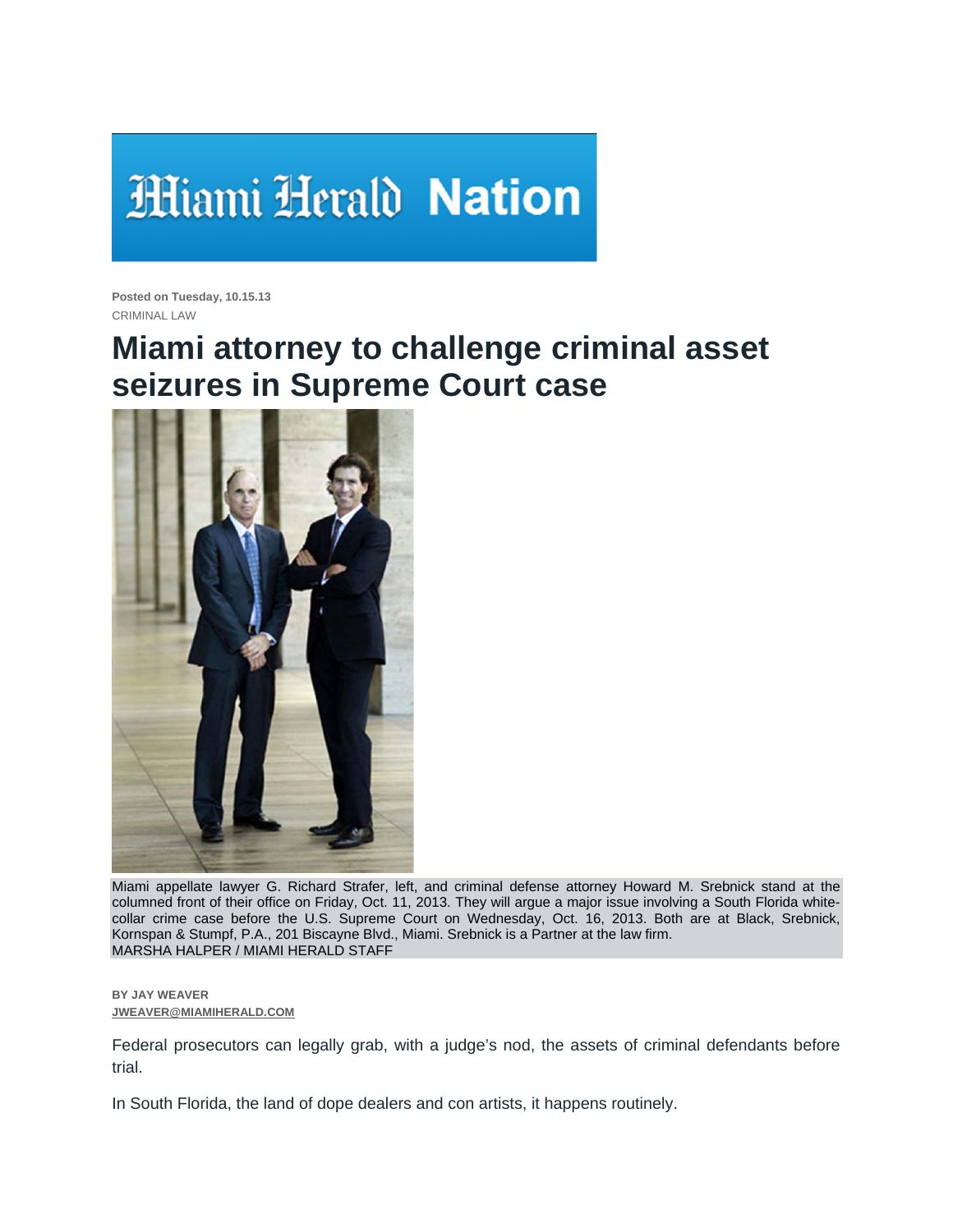Miami Herald Nation

**Posted on Tuesday, 10.15.13**

CRIMINAL LAW

# Miami attorney to challenge criminal asset seizures in Supreme Court case

Miami appellate lawyer G. Richard Strafer, left, and criminal defense attorney Howard M. Srebnick stand at the columned front of their office on Friday, Oct. 11, 2013. They will argue a major issue involving a South Florida white-collar crime case before the U.S. Supreme Court on Wednesday, Oct. 16, 2013. Both are at Black, Srebnick, Kornspan & Stumpf, P.A., 201 Biscayne Blvd., Miami. Srebnick is a Partner at the law firm.
MARSHA HALPER / MIAMI HERALD STAFF

**BY JAY WEAVER**
**JWEAVER@MIAMIHERALD.COM**

Federal prosecutors can legally grab, with a judge's nod, the assets of criminal defendants before trial.

In South Florida, the land of dope dealers and con artists, it happens routinely.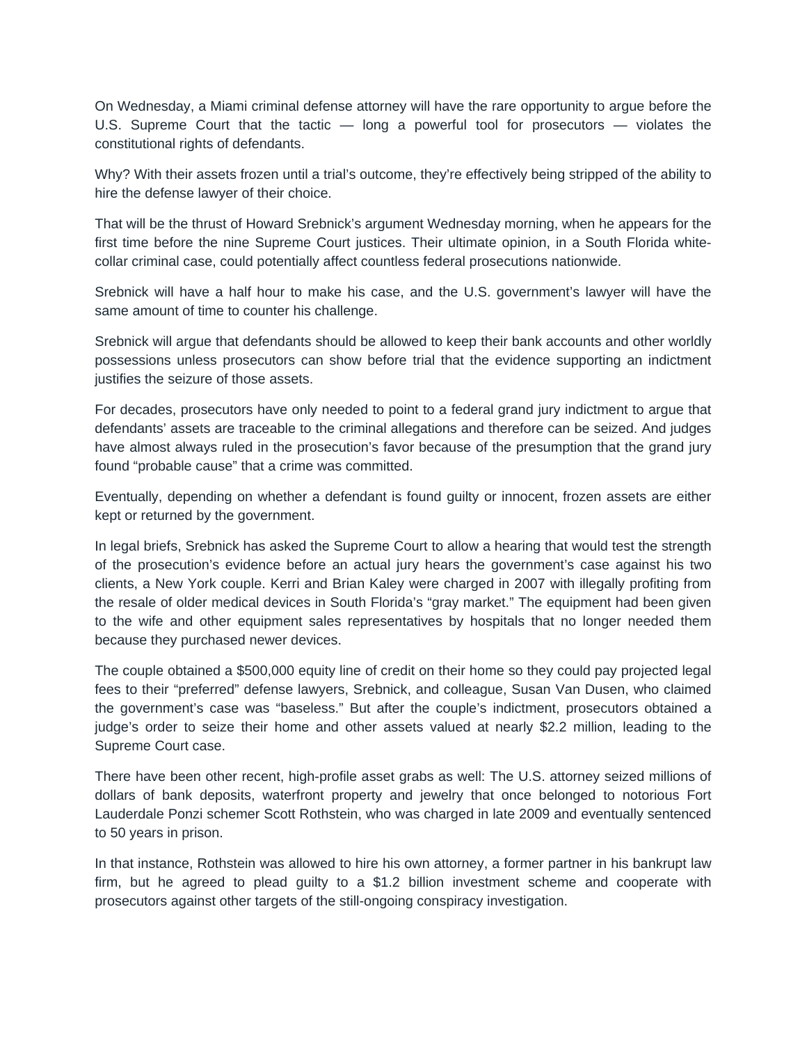On Wednesday, a Miami criminal defense attorney will have the rare opportunity to argue before the U.S. Supreme Court that the tactic — long a powerful tool for prosecutors — violates the constitutional rights of defendants.

Why? With their assets frozen until a trial's outcome, they're effectively being stripped of the ability to hire the defense lawyer of their choice.

That will be the thrust of Howard Srebnick's argument Wednesday morning, when he appears for the first time before the nine Supreme Court justices. Their ultimate opinion, in a South Florida white-collar criminal case, could potentially affect countless federal prosecutions nationwide.

Srebnick will have a half hour to make his case, and the U.S. government's lawyer will have the same amount of time to counter his challenge.

Srebnick will argue that defendants should be allowed to keep their bank accounts and other worldly possessions unless prosecutors can show before trial that the evidence supporting an indictment justifies the seizure of those assets.

For decades, prosecutors have only needed to point to a federal grand jury indictment to argue that defendants' assets are traceable to the criminal allegations and therefore can be seized. And judges have almost always ruled in the prosecution's favor because of the presumption that the grand jury found "probable cause" that a crime was committed.

Eventually, depending on whether a defendant is found guilty or innocent, frozen assets are either kept or returned by the government.

In legal briefs, Srebnick has asked the Supreme Court to allow a hearing that would test the strength of the prosecution's evidence before an actual jury hears the government's case against his two clients, a New York couple. Kerri and Brian Kaley were charged in 2007 with illegally profiting from the resale of older medical devices in South Florida's "gray market." The equipment had been given to the wife and other equipment sales representatives by hospitals that no longer needed them because they purchased newer devices.

The couple obtained a $500,000 equity line of credit on their home so they could pay projected legal fees to their "preferred" defense lawyers, Srebnick, and colleague, Susan Van Dusen, who claimed the government's case was "baseless." But after the couple's indictment, prosecutors obtained a judge's order to seize their home and other assets valued at nearly $2.2 million, leading to the Supreme Court case.

There have been other recent, high-profile asset grabs as well: The U.S. attorney seized millions of dollars of bank deposits, waterfront property and jewelry that once belonged to notorious Fort Lauderdale Ponzi schemer Scott Rothstein, who was charged in late 2009 and eventually sentenced to 50 years in prison.

In that instance, Rothstein was allowed to hire his own attorney, a former partner in his bankrupt law firm, but he agreed to plead guilty to a $1.2 billion investment scheme and cooperate with prosecutors against other targets of the still-ongoing conspiracy investigation.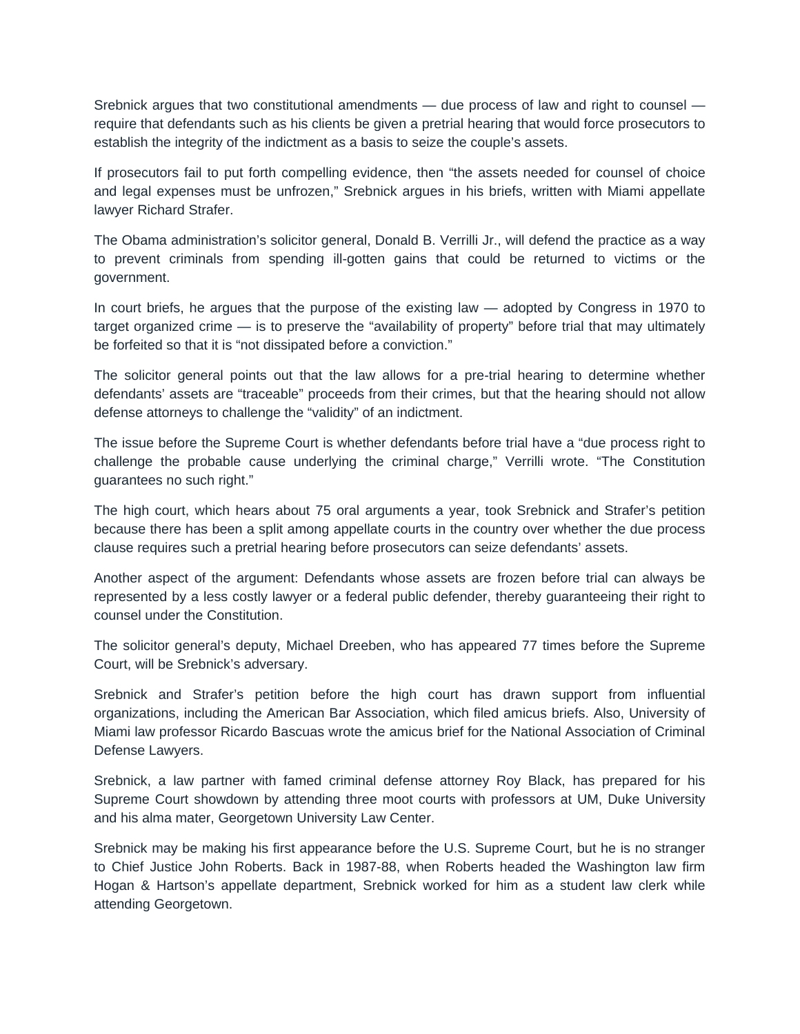Srebnick argues that two constitutional amendments — due process of law and right to counsel — require that defendants such as his clients be given a pretrial hearing that would force prosecutors to establish the integrity of the indictment as a basis to seize the couple's assets.

If prosecutors fail to put forth compelling evidence, then "the assets needed for counsel of choice and legal expenses must be unfrozen," Srebnick argues in his briefs, written with Miami appellate lawyer Richard Strafer.

The Obama administration's solicitor general, Donald B. Verrilli Jr., will defend the practice as a way to prevent criminals from spending ill-gotten gains that could be returned to victims or the government.

In court briefs, he argues that the purpose of the existing law — adopted by Congress in 1970 to target organized crime — is to preserve the "availability of property" before trial that may ultimately be forfeited so that it is "not dissipated before a conviction."

The solicitor general points out that the law allows for a pre-trial hearing to determine whether defendants' assets are "traceable" proceeds from their crimes, but that the hearing should not allow defense attorneys to challenge the "validity" of an indictment.

The issue before the Supreme Court is whether defendants before trial have a "due process right to challenge the probable cause underlying the criminal charge," Verrilli wrote. "The Constitution guarantees no such right."

The high court, which hears about 75 oral arguments a year, took Srebnick and Strafer's petition because there has been a split among appellate courts in the country over whether the due process clause requires such a pretrial hearing before prosecutors can seize defendants' assets.

Another aspect of the argument: Defendants whose assets are frozen before trial can always be represented by a less costly lawyer or a federal public defender, thereby guaranteeing their right to counsel under the Constitution.

The solicitor general's deputy, Michael Dreeben, who has appeared 77 times before the Supreme Court, will be Srebnick's adversary.

Srebnick and Strafer's petition before the high court has drawn support from influential organizations, including the American Bar Association, which filed amicus briefs. Also, University of Miami law professor Ricardo Bascuas wrote the amicus brief for the National Association of Criminal Defense Lawyers.

Srebnick, a law partner with famed criminal defense attorney Roy Black, has prepared for his Supreme Court showdown by attending three moot courts with professors at UM, Duke University and his alma mater, Georgetown University Law Center.

Srebnick may be making his first appearance before the U.S. Supreme Court, but he is no stranger to Chief Justice John Roberts. Back in 1987-88, when Roberts headed the Washington law firm Hogan & Hartson's appellate department, Srebnick worked for him as a student law clerk while attending Georgetown.